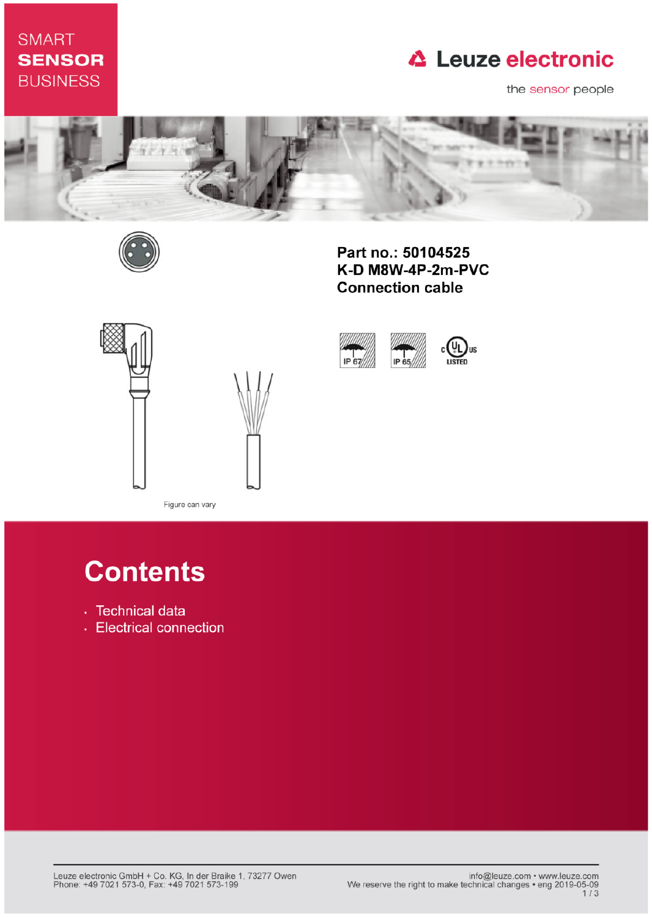SMART
**SENSOR**
BUSINESS

Leuze electronic

the sensor people

# Part no.: 50104525
# K-D M8W-4P-2m-PVC
# Connection cable

IP 67 IP 65 c UL us LISTED

Figure can vary

## Contents

- Technical data
- Electrical connection

Leuze electronic GmbH + Co. KG, In der Braike 1, 73277 Owen
Phone: +49 7021 573-0, Fax: +49 7021 573-199

info@leuze.com • www.leuze.com
We reserve the right to make technical changes • eng 2019-05-09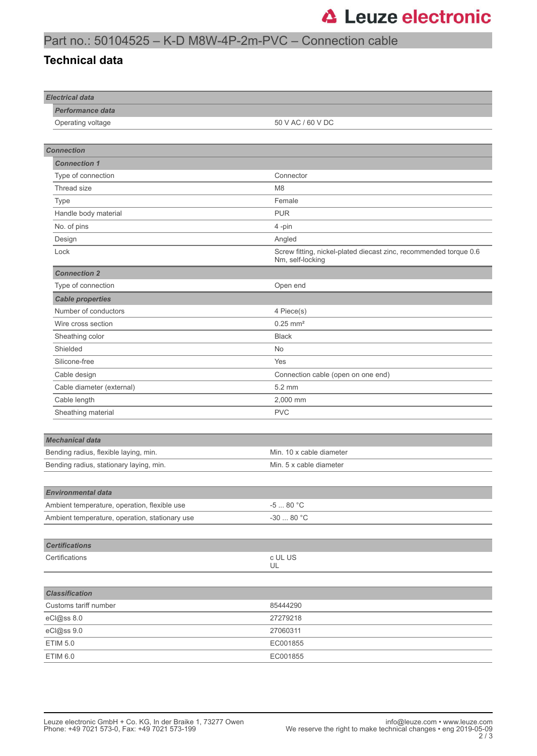# Part no.: 50104525 – K-D M8W-4P-2m-PVC – Connection cable

## Technical data

| *Electrical data* | |
|---|---|
| ***Performance data*** | |
| Operating voltage | 50 V AC / 60 V DC |

| *Connection* | |
|---|---|
| ***Connection 1*** | |
| Type of connection | Connector |
| Thread size | M8 |
| Type | Female |
| Handle body material | PUR |
| No. of pins | 4 -pin |
| Design | Angled |
| Lock | Screw fitting, nickel-plated diecast zinc, recommended torque 0.6 Nm, self-locking |
| ***Connection 2*** | |
| Type of connection | Open end |
| ***Cable properties*** | |
| Number of conductors | 4 Piece(s) |
| Wire cross section | 0.25 mm² |
| Sheathing color | Black |
| Shielded | No |
| Silicone-free | Yes |
| Cable design | Connection cable (open on one end) |
| Cable diameter (external) | 5.2 mm |
| Cable length | 2,000 mm |
| Sheathing material | PVC |

| *Mechanical data* | |
|---|---|
| Bending radius, flexible laying, min. | Min. 10 x cable diameter |
| Bending radius, stationary laying, min. | Min. 5 x cable diameter |

| *Environmental data* | |
|---|---|
| Ambient temperature, operation, flexible use | -5 ... 80 °C |
| Ambient temperature, operation, stationary use | -30 ... 80 °C |

| *Certifications* | |
|---|---|
| Certifications | c UL US<br>UL |

| *Classification* | |
|---|---|
| Customs tariff number | 85444290 |
| eCl@ss 8.0 | 27279218 |
| eCl@ss 9.0 | 27060311 |
| ETIM 5.0 | EC001855 |
| ETIM 6.0 | EC001855 |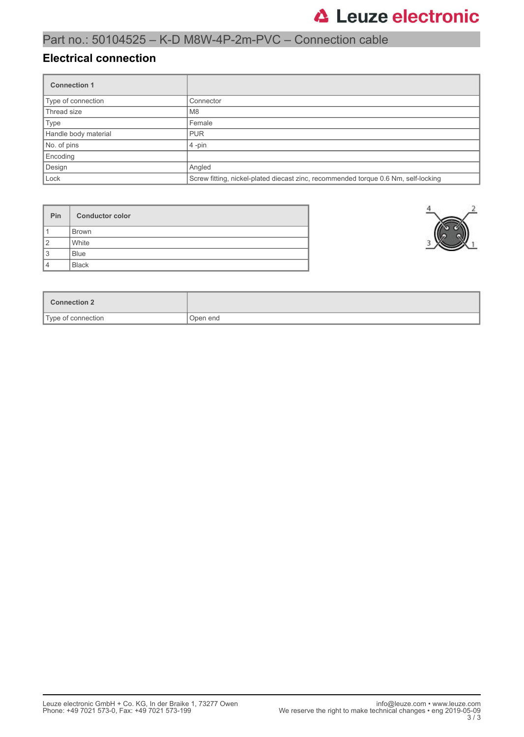Part no.: 50104525 – K-D M8W-4P-2m-PVC – Connection cable

## Electrical connection

| Connection 1 | |
|---|---|
| Type of connection | Connector |
| Thread size | M8 |
| Type | Female |
| Handle body material | PUR |
| No. of pins | 4 -pin |
| Encoding | |
| Design | Angled |
| Lock | Screw fitting, nickel-plated diecast zinc, recommended torque 0.6 Nm, self-locking |

| Pin | Conductor color |
|---|---|
| 1 | Brown |
| 2 | White |
| 3 | Blue |
| 4 | Black |

4 2

3 1

| Connection 2 | |
|---|---|
| Type of connection | Open end |

Leuze electronic GmbH + Co. KG, In der Braike 1, 73277 Owen
Phone: +49 7021 573-0, Fax: +49 7021 573-199

info@leuze.com • www.leuze.com
We reserve the right to make technical changes • eng 2019-05-09